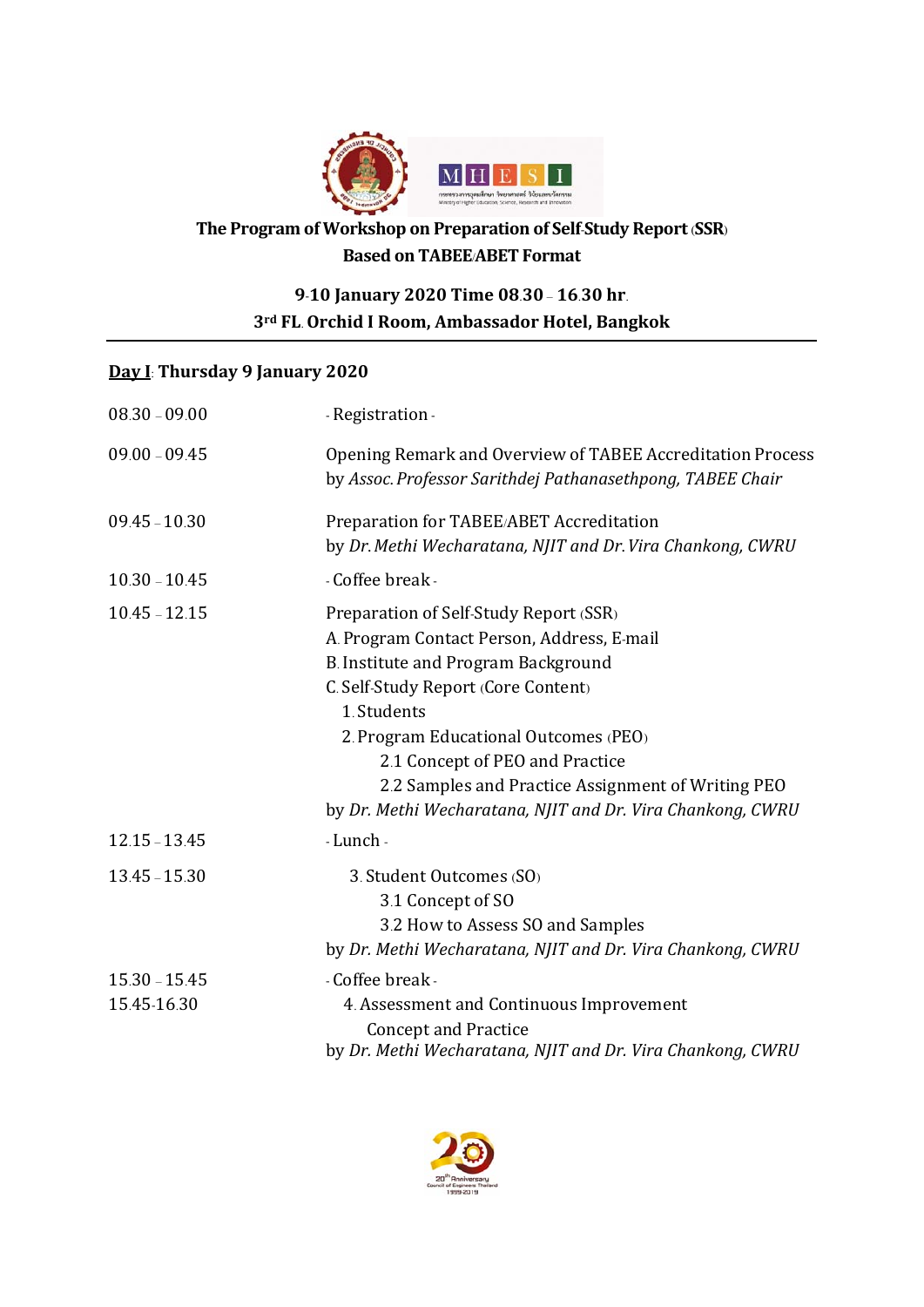# The Program of Workshop on Preparation of Self-Study Report (SSR) Based on TABEE/ABET Format

**9-10 January 2020 Time 08.30 – 16.30 hr.**
**3rd FL. Orchid I Room, Ambassador Hotel, Bangkok**

---

**<u>Day I</u>: Thursday 9 January 2020**

| | |
|---|---|
| 08.30 – 09.00 | - Registration - |
| 09.00 – 09.45 | Opening Remark and Overview of TABEE Accreditation Process<br>by *Assoc. Professor Sarithdej Pathanasethpong, TABEE Chair* |
| 09.45 – 10.30 | Preparation for TABEE/ABET Accreditation<br>by *Dr. Methi Wecharatana, NJIT and Dr. Vira Chankong, CWRU* |
| 10.30 – 10.45 | - Coffee break - |
| 10.45 – 12.15 | Preparation of Self-Study Report (SSR)<br>A. Program Contact Person, Address, E-mail<br>B. Institute and Program Background<br>C. Self-Study Report (Core Content)<br>1. Students<br>2. Program Educational Outcomes (PEO)<br>2.1 Concept of PEO and Practice<br>2.2 Samples and Practice Assignment of Writing PEO<br>by *Dr. Methi Wecharatana, NJIT and Dr. Vira Chankong, CWRU* |
| 12.15 – 13.45 | - Lunch - |
| 13.45 – 15.30 | 3. Student Outcomes (SO)<br>3.1 Concept of SO<br>3.2 How to Assess SO and Samples<br>by *Dr. Methi Wecharatana, NJIT and Dr. Vira Chankong, CWRU* |
| 15.30 – 15.45 | - Coffee break - |
| 15.45-16.30 | 4. Assessment and Continuous Improvement<br>Concept and Practice<br>by *Dr. Methi Wecharatana, NJIT and Dr. Vira Chankong, CWRU* |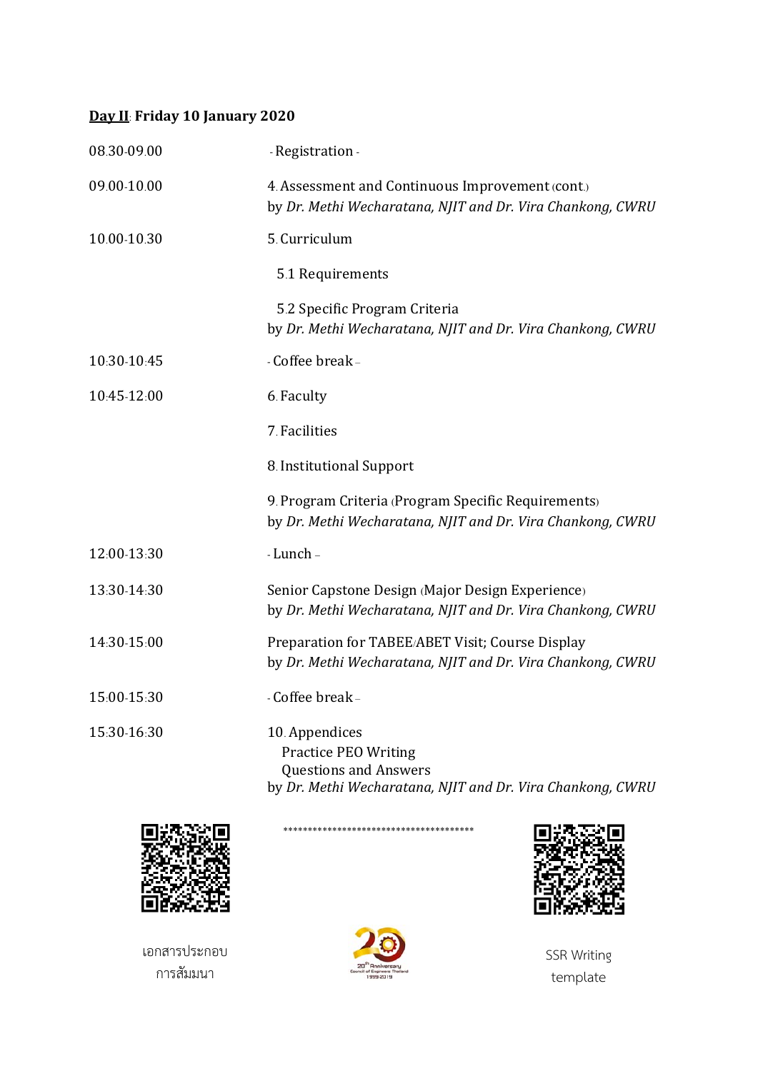**<u>Day II</u>: Friday 10 January 2020**

| | |
|---|---|
| 08.30-09.00 | - Registration - |
| 09.00-10.00 | 4. Assessment and Continuous Improvement (cont.)<br>by *Dr. Methi Wecharatana, NJIT and Dr. Vira Chankong, CWRU* |
| 10.00-10.30 | 5. Curriculum<br>5.1 Requirements<br>5.2 Specific Program Criteria<br>by *Dr. Methi Wecharatana, NJIT and Dr. Vira Chankong, CWRU* |
| 10:30-10:45 | - Coffee break – |
| 10:45-12:00 | 6. Faculty<br>7. Facilities<br>8. Institutional Support<br>9. Program Criteria (Program Specific Requirements)<br>by *Dr. Methi Wecharatana, NJIT and Dr. Vira Chankong, CWRU* |
| 12:00-13:30 | - Lunch – |
| 13:30-14:30 | Senior Capstone Design (Major Design Experience)<br>by *Dr. Methi Wecharatana, NJIT and Dr. Vira Chankong, CWRU* |
| 14:30-15:00 | Preparation for TABEE/ABET Visit; Course Display<br>by *Dr. Methi Wecharatana, NJIT and Dr. Vira Chankong, CWRU* |
| 15:00-15:30 | - Coffee break – |
| 15:30-16:30 | 10. Appendices<br>Practice PEO Writing<br>Questions and Answers<br>by *Dr. Methi Wecharatana, NJIT and Dr. Vira Chankong, CWRU* |

****************************************

เอกสารประกอบการสัมมนา

20th Anniversary Council of Engineers Thailand 1999-2019

SSR Writing template